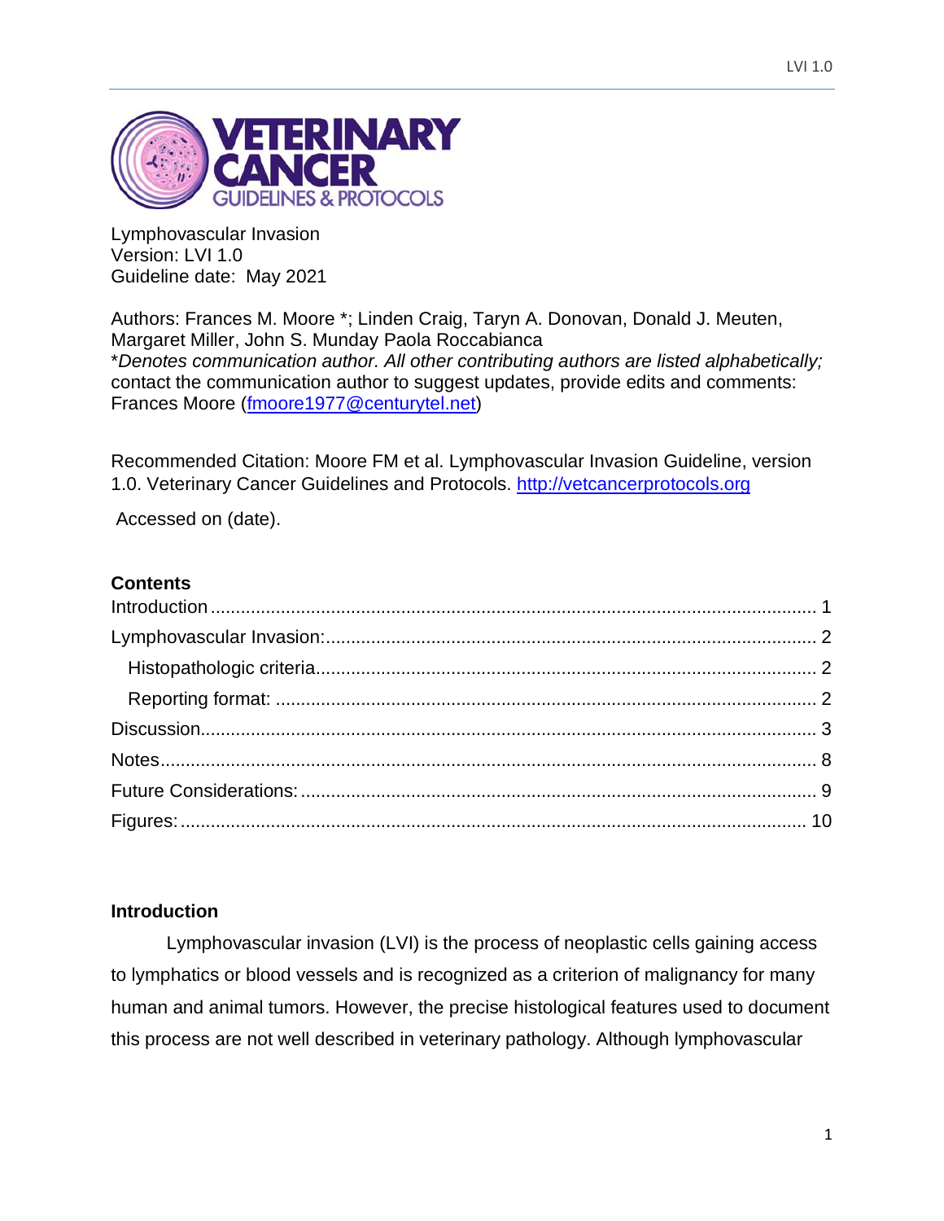Lymphovascular Invasion
Version: LVI 1.0
Guideline date: May 2021

Authors: Frances M. Moore *; Linden Craig, Taryn A. Donovan, Donald J. Meuten, Margaret Miller, John S. Munday Paola Roccabianca
*Denotes communication author. All other contributing authors are listed alphabetically;* contact the communication author to suggest updates, provide edits and comments: Frances Moore (fmoore1977@centurytel.net)

Recommended Citation: Moore FM et al. Lymphovascular Invasion Guideline, version 1.0. Veterinary Cancer Guidelines and Protocols. http://vetcancerprotocols.org

Accessed on (date).

**Contents**

- Introduction ... 1
- Lymphovascular Invasion: ... 2
  - Histopathologic criteria ... 2
  - Reporting format: ... 2
- Discussion ... 3
- Notes ... 8
- Future Considerations: ... 9
- Figures: ... 10

## Introduction

Lymphovascular invasion (LVI) is the process of neoplastic cells gaining access to lymphatics or blood vessels and is recognized as a criterion of malignancy for many human and animal tumors. However, the precise histological features used to document this process are not well described in veterinary pathology. Although lymphovascular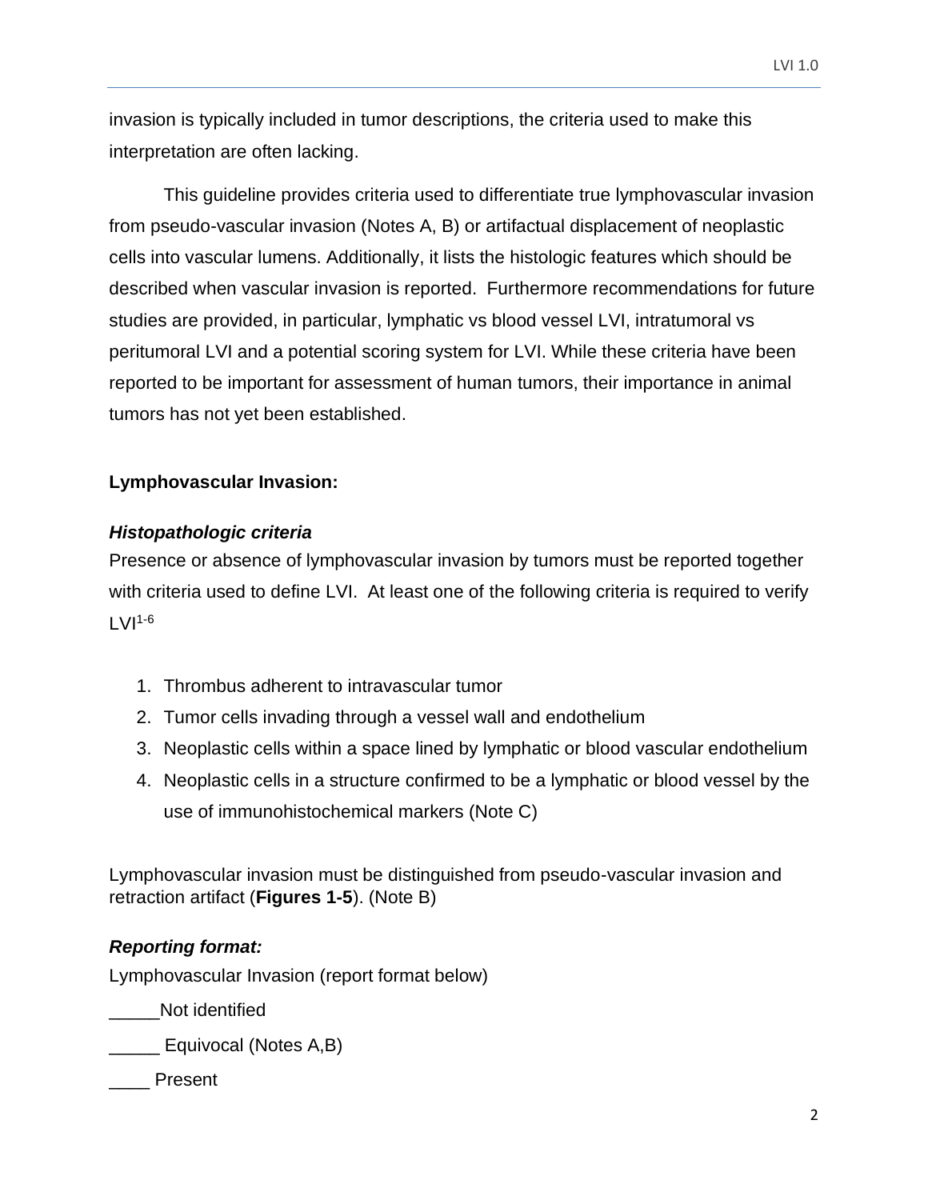invasion is typically included in tumor descriptions, the criteria used to make this interpretation are often lacking.

This guideline provides criteria used to differentiate true lymphovascular invasion from pseudo-vascular invasion (Notes A, B) or artifactual displacement of neoplastic cells into vascular lumens. Additionally, it lists the histologic features which should be described when vascular invasion is reported. Furthermore recommendations for future studies are provided, in particular, lymphatic vs blood vessel LVI, intratumoral vs peritumoral LVI and a potential scoring system for LVI. While these criteria have been reported to be important for assessment of human tumors, their importance in animal tumors has not yet been established.

**Lymphovascular Invasion:**

***Histopathologic criteria***

Presence or absence of lymphovascular invasion by tumors must be reported together with criteria used to define LVI. At least one of the following criteria is required to verify LVI[1-6]

1. Thrombus adherent to intravascular tumor
2. Tumor cells invading through a vessel wall and endothelium
3. Neoplastic cells within a space lined by lymphatic or blood vascular endothelium
4. Neoplastic cells in a structure confirmed to be a lymphatic or blood vessel by the use of immunohistochemical markers (Note C)

Lymphovascular invasion must be distinguished from pseudo-vascular invasion and retraction artifact (**Figures 1-5**). (Note B)

***Reporting format:***

Lymphovascular Invasion (report format below)

_____Not identified

_____ Equivocal (Notes A,B)

____ Present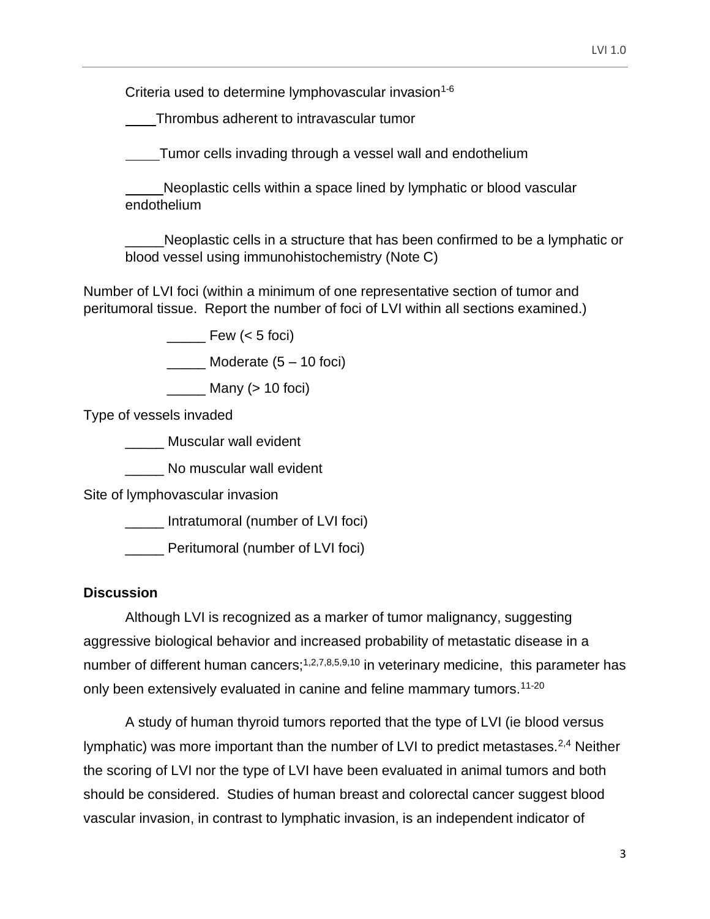Criteria used to determine lymphovascular invasion[1-6]

____Thrombus adherent to intravascular tumor

____Tumor cells invading through a vessel wall and endothelium

_____Neoplastic cells within a space lined by lymphatic or blood vascular endothelium

_____Neoplastic cells in a structure that has been confirmed to be a lymphatic or blood vessel using immunohistochemistry (Note C)

Number of LVI foci (within a minimum of one representative section of tumor and peritumoral tissue. Report the number of foci of LVI within all sections examined.)

_____ Few (< 5 foci)

_____ Moderate (5 – 10 foci)

_____ Many (> 10 foci)

Type of vessels invaded

_____ Muscular wall evident

_____ No muscular wall evident

Site of lymphovascular invasion

_____ Intratumoral (number of LVI foci)

_____ Peritumoral (number of LVI foci)

**Discussion**

Although LVI is recognized as a marker of tumor malignancy, suggesting aggressive biological behavior and increased probability of metastatic disease in a number of different human cancers;[1,2,7,8,5,9,10] in veterinary medicine, this parameter has only been extensively evaluated in canine and feline mammary tumors.[11-20]

A study of human thyroid tumors reported that the type of LVI (ie blood versus lymphatic) was more important than the number of LVI to predict metastases.[2,4] Neither the scoring of LVI nor the type of LVI have been evaluated in animal tumors and both should be considered. Studies of human breast and colorectal cancer suggest blood vascular invasion, in contrast to lymphatic invasion, is an independent indicator of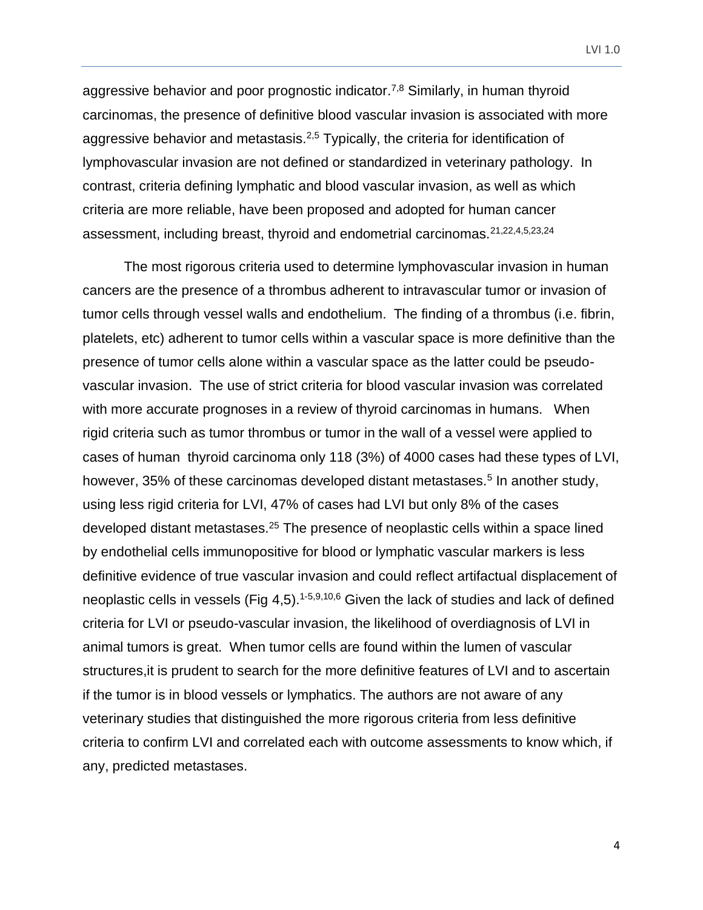aggressive behavior and poor prognostic indicator.[7,8] Similarly, in human thyroid carcinomas, the presence of definitive blood vascular invasion is associated with more aggressive behavior and metastasis.[2,5] Typically, the criteria for identification of lymphovascular invasion are not defined or standardized in veterinary pathology. In contrast, criteria defining lymphatic and blood vascular invasion, as well as which criteria are more reliable, have been proposed and adopted for human cancer assessment, including breast, thyroid and endometrial carcinomas.[21,22,4,5,23,24]

The most rigorous criteria used to determine lymphovascular invasion in human cancers are the presence of a thrombus adherent to intravascular tumor or invasion of tumor cells through vessel walls and endothelium. The finding of a thrombus (i.e. fibrin, platelets, etc) adherent to tumor cells within a vascular space is more definitive than the presence of tumor cells alone within a vascular space as the latter could be pseudo-vascular invasion. The use of strict criteria for blood vascular invasion was correlated with more accurate prognoses in a review of thyroid carcinomas in humans. When rigid criteria such as tumor thrombus or tumor in the wall of a vessel were applied to cases of human thyroid carcinoma only 118 (3%) of 4000 cases had these types of LVI, however, 35% of these carcinomas developed distant metastases.[5] In another study, using less rigid criteria for LVI, 47% of cases had LVI but only 8% of the cases developed distant metastases.[25] The presence of neoplastic cells within a space lined by endothelial cells immunopositive for blood or lymphatic vascular markers is less definitive evidence of true vascular invasion and could reflect artifactual displacement of neoplastic cells in vessels (Fig 4,5).[1-5,9,10,6] Given the lack of studies and lack of defined criteria for LVI or pseudo-vascular invasion, the likelihood of overdiagnosis of LVI in animal tumors is great. When tumor cells are found within the lumen of vascular structures,it is prudent to search for the more definitive features of LVI and to ascertain if the tumor is in blood vessels or lymphatics. The authors are not aware of any veterinary studies that distinguished the more rigorous criteria from less definitive criteria to confirm LVI and correlated each with outcome assessments to know which, if any, predicted metastases.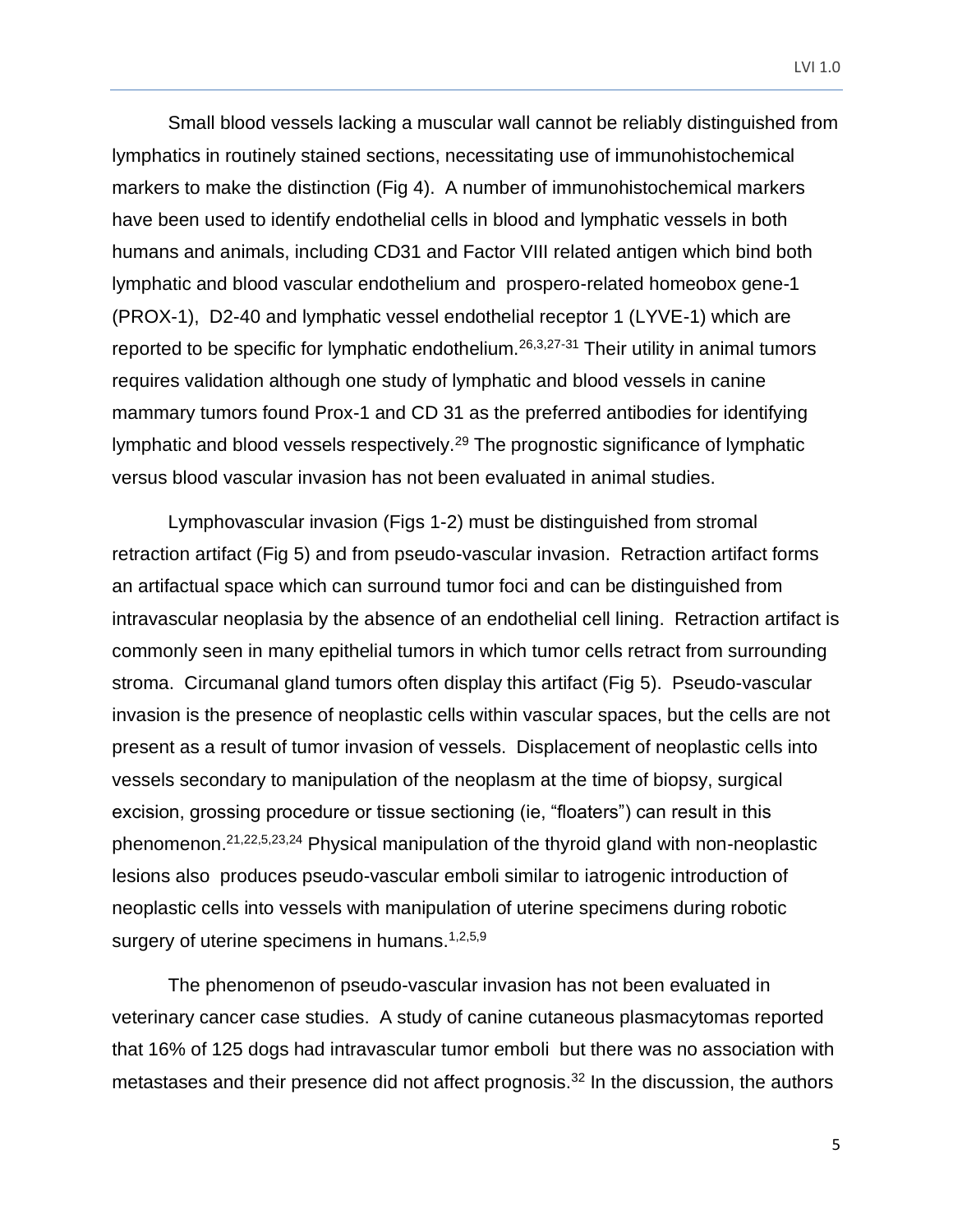Small blood vessels lacking a muscular wall cannot be reliably distinguished from lymphatics in routinely stained sections, necessitating use of immunohistochemical markers to make the distinction (Fig 4). A number of immunohistochemical markers have been used to identify endothelial cells in blood and lymphatic vessels in both humans and animals, including CD31 and Factor VIII related antigen which bind both lymphatic and blood vascular endothelium and prospero-related homeobox gene-1 (PROX-1), D2-40 and lymphatic vessel endothelial receptor 1 (LYVE-1) which are reported to be specific for lymphatic endothelium.[26,3,27-31] Their utility in animal tumors requires validation although one study of lymphatic and blood vessels in canine mammary tumors found Prox-1 and CD 31 as the preferred antibodies for identifying lymphatic and blood vessels respectively.[29] The prognostic significance of lymphatic versus blood vascular invasion has not been evaluated in animal studies.

Lymphovascular invasion (Figs 1-2) must be distinguished from stromal retraction artifact (Fig 5) and from pseudo-vascular invasion. Retraction artifact forms an artifactual space which can surround tumor foci and can be distinguished from intravascular neoplasia by the absence of an endothelial cell lining. Retraction artifact is commonly seen in many epithelial tumors in which tumor cells retract from surrounding stroma. Circumanal gland tumors often display this artifact (Fig 5). Pseudo-vascular invasion is the presence of neoplastic cells within vascular spaces, but the cells are not present as a result of tumor invasion of vessels. Displacement of neoplastic cells into vessels secondary to manipulation of the neoplasm at the time of biopsy, surgical excision, grossing procedure or tissue sectioning (ie, "floaters") can result in this phenomenon.[21,22,5,23,24] Physical manipulation of the thyroid gland with non-neoplastic lesions also produces pseudo-vascular emboli similar to iatrogenic introduction of neoplastic cells into vessels with manipulation of uterine specimens during robotic surgery of uterine specimens in humans.[1,2,5,9]

The phenomenon of pseudo-vascular invasion has not been evaluated in veterinary cancer case studies. A study of canine cutaneous plasmacytomas reported that 16% of 125 dogs had intravascular tumor emboli but there was no association with metastases and their presence did not affect prognosis.[32] In the discussion, the authors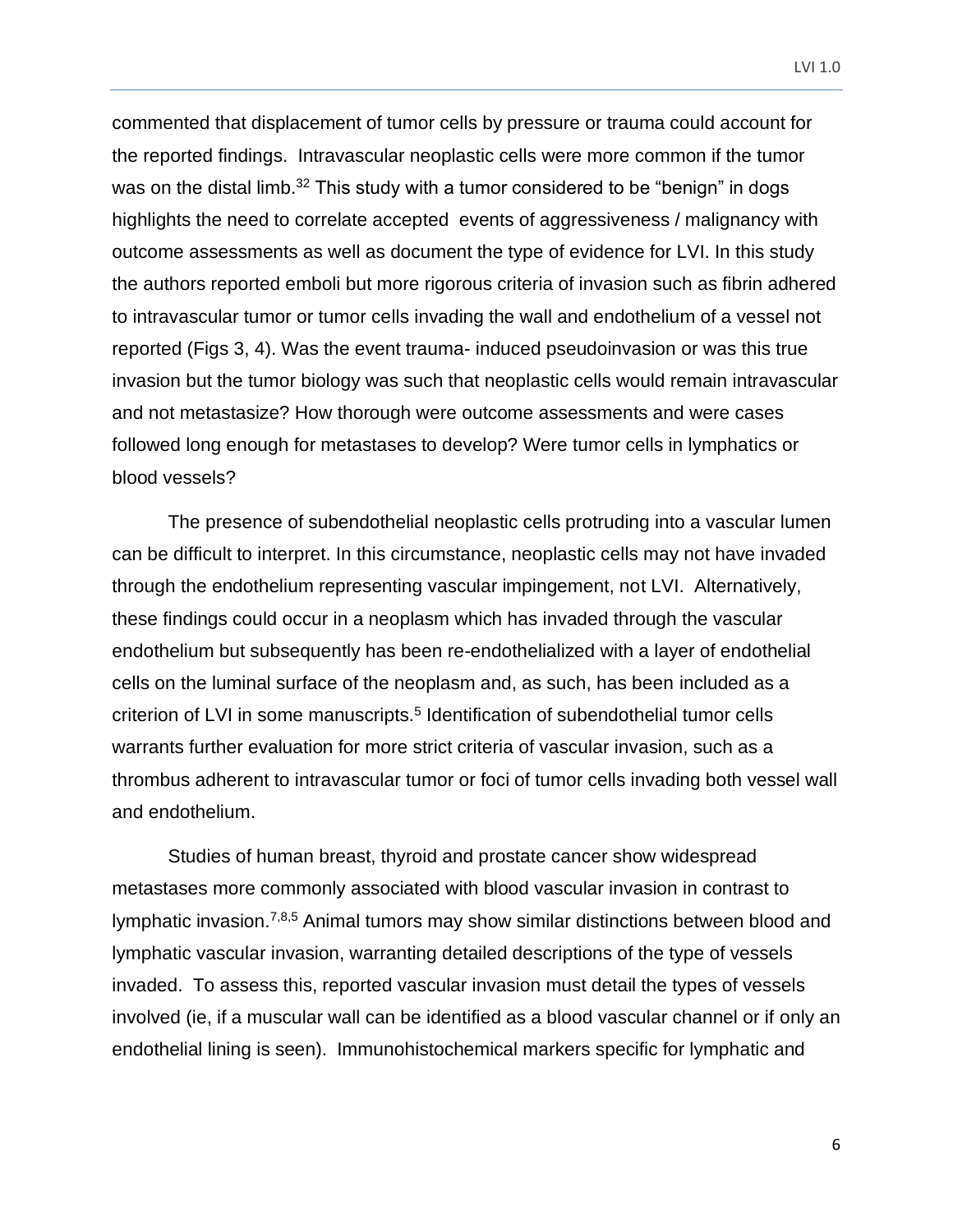commented that displacement of tumor cells by pressure or trauma could account for the reported findings. Intravascular neoplastic cells were more common if the tumor was on the distal limb.[32] This study with a tumor considered to be "benign" in dogs highlights the need to correlate accepted events of aggressiveness / malignancy with outcome assessments as well as document the type of evidence for LVI. In this study the authors reported emboli but more rigorous criteria of invasion such as fibrin adhered to intravascular tumor or tumor cells invading the wall and endothelium of a vessel not reported (Figs 3, 4). Was the event trauma- induced pseudoinvasion or was this true invasion but the tumor biology was such that neoplastic cells would remain intravascular and not metastasize? How thorough were outcome assessments and were cases followed long enough for metastases to develop? Were tumor cells in lymphatics or blood vessels?

The presence of subendothelial neoplastic cells protruding into a vascular lumen can be difficult to interpret. In this circumstance, neoplastic cells may not have invaded through the endothelium representing vascular impingement, not LVI. Alternatively, these findings could occur in a neoplasm which has invaded through the vascular endothelium but subsequently has been re-endothelialized with a layer of endothelial cells on the luminal surface of the neoplasm and, as such, has been included as a criterion of LVI in some manuscripts.[5] Identification of subendothelial tumor cells warrants further evaluation for more strict criteria of vascular invasion, such as a thrombus adherent to intravascular tumor or foci of tumor cells invading both vessel wall and endothelium.

Studies of human breast, thyroid and prostate cancer show widespread metastases more commonly associated with blood vascular invasion in contrast to lymphatic invasion.[7,8,5] Animal tumors may show similar distinctions between blood and lymphatic vascular invasion, warranting detailed descriptions of the type of vessels invaded. To assess this, reported vascular invasion must detail the types of vessels involved (ie, if a muscular wall can be identified as a blood vascular channel or if only an endothelial lining is seen). Immunohistochemical markers specific for lymphatic and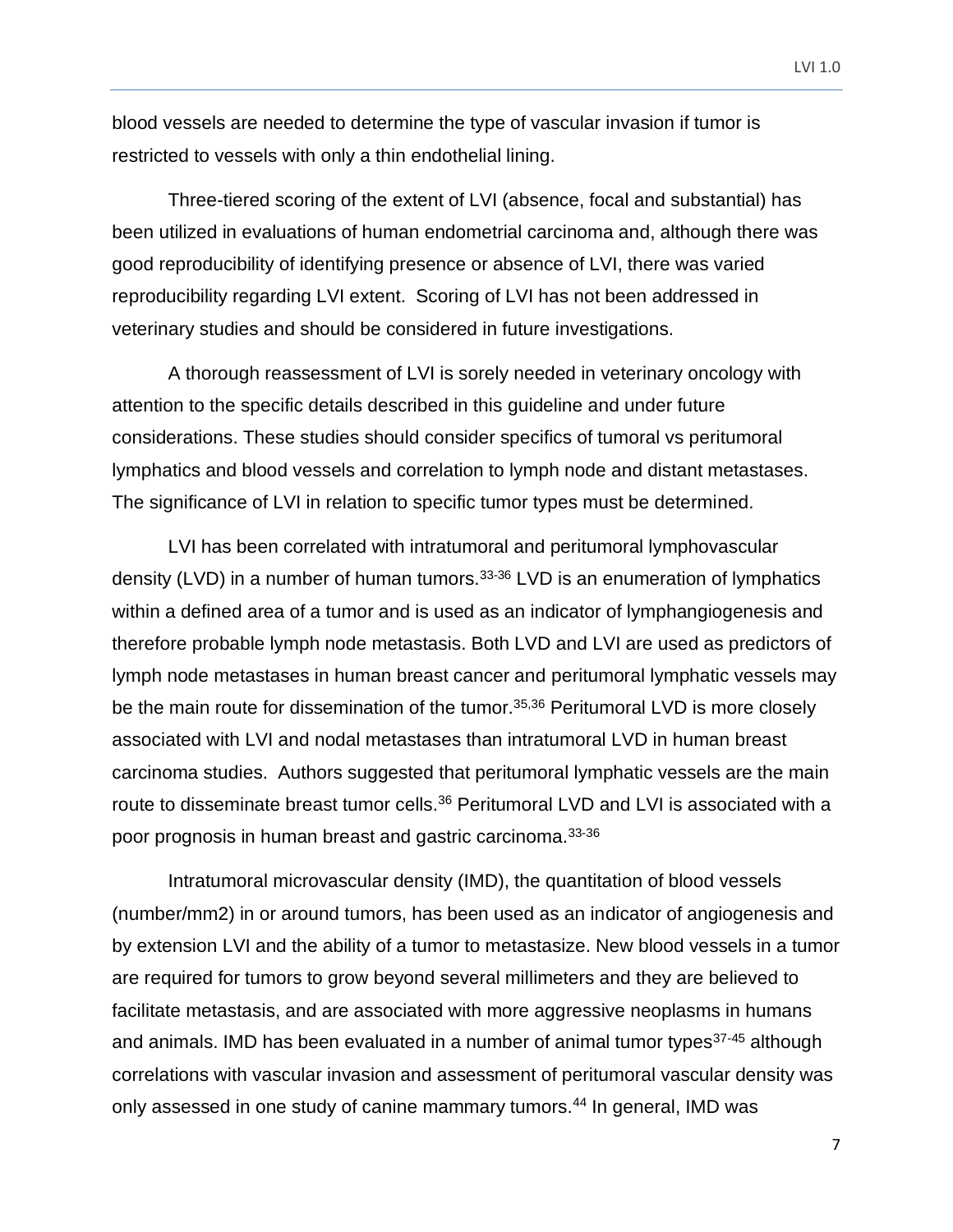blood vessels are needed to determine the type of vascular invasion if tumor is restricted to vessels with only a thin endothelial lining.

Three-tiered scoring of the extent of LVI (absence, focal and substantial) has been utilized in evaluations of human endometrial carcinoma and, although there was good reproducibility of identifying presence or absence of LVI, there was varied reproducibility regarding LVI extent. Scoring of LVI has not been addressed in veterinary studies and should be considered in future investigations.

A thorough reassessment of LVI is sorely needed in veterinary oncology with attention to the specific details described in this guideline and under future considerations. These studies should consider specifics of tumoral vs peritumoral lymphatics and blood vessels and correlation to lymph node and distant metastases. The significance of LVI in relation to specific tumor types must be determined.

LVI has been correlated with intratumoral and peritumoral lymphovascular density (LVD) in a number of human tumors.[33-36] LVD is an enumeration of lymphatics within a defined area of a tumor and is used as an indicator of lymphangiogenesis and therefore probable lymph node metastasis. Both LVD and LVI are used as predictors of lymph node metastases in human breast cancer and peritumoral lymphatic vessels may be the main route for dissemination of the tumor.[35,36] Peritumoral LVD is more closely associated with LVI and nodal metastases than intratumoral LVD in human breast carcinoma studies. Authors suggested that peritumoral lymphatic vessels are the main route to disseminate breast tumor cells.[36] Peritumoral LVD and LVI is associated with a poor prognosis in human breast and gastric carcinoma.[33-36]

Intratumoral microvascular density (IMD), the quantitation of blood vessels (number/mm2) in or around tumors, has been used as an indicator of angiogenesis and by extension LVI and the ability of a tumor to metastasize. New blood vessels in a tumor are required for tumors to grow beyond several millimeters and they are believed to facilitate metastasis, and are associated with more aggressive neoplasms in humans and animals. IMD has been evaluated in a number of animal tumor types[37-45] although correlations with vascular invasion and assessment of peritumoral vascular density was only assessed in one study of canine mammary tumors.[44] In general, IMD was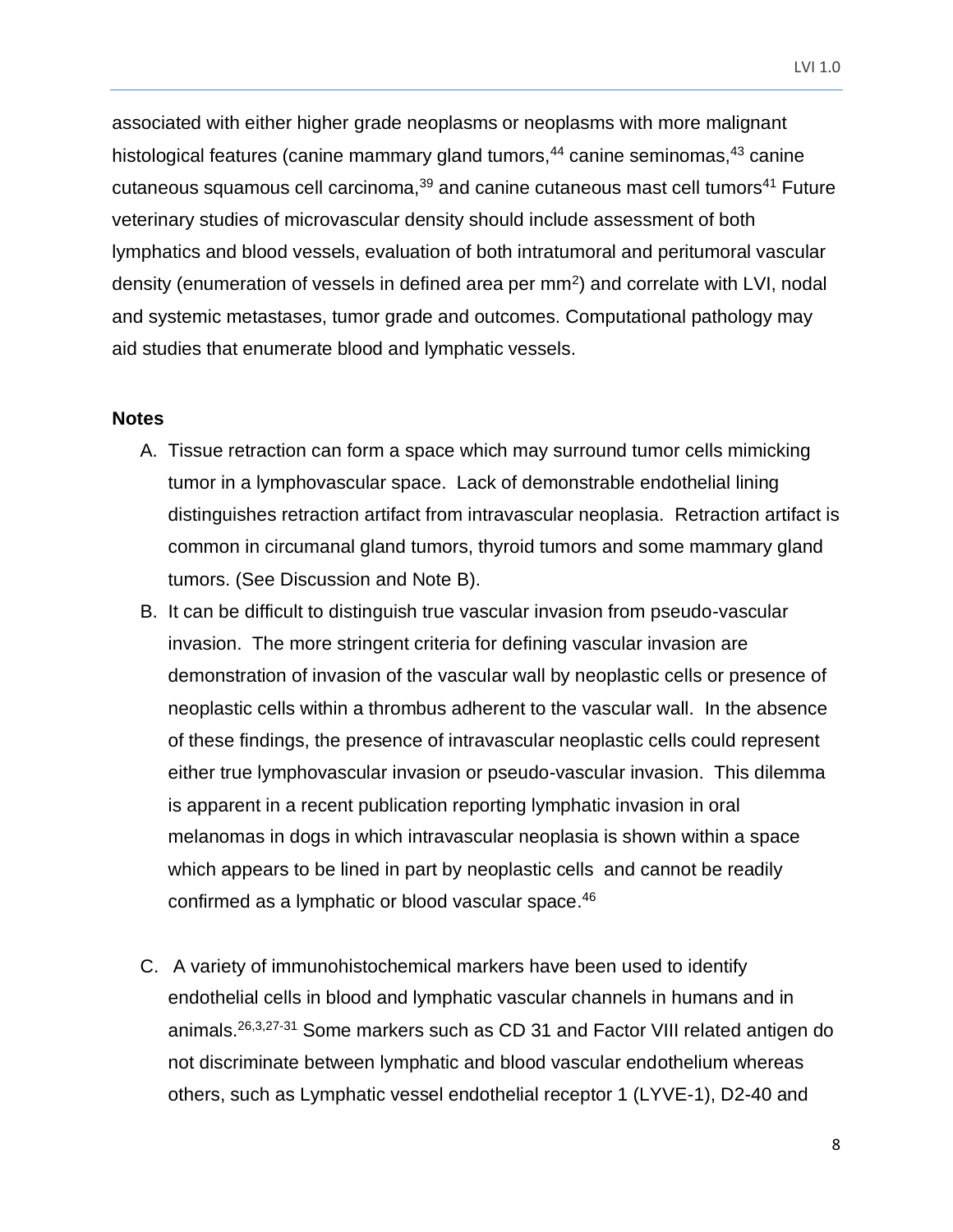associated with either higher grade neoplasms or neoplasms with more malignant histological features (canine mammary gland tumors,[44] canine seminomas,[43] canine cutaneous squamous cell carcinoma,[39] and canine cutaneous mast cell tumors[41] Future veterinary studies of microvascular density should include assessment of both lymphatics and blood vessels, evaluation of both intratumoral and peritumoral vascular density (enumeration of vessels in defined area per $mm^2$) and correlate with LVI, nodal and systemic metastases, tumor grade and outcomes. Computational pathology may aid studies that enumerate blood and lymphatic vessels.

**Notes**

A. Tissue retraction can form a space which may surround tumor cells mimicking tumor in a lymphovascular space. Lack of demonstrable endothelial lining distinguishes retraction artifact from intravascular neoplasia. Retraction artifact is common in circumanal gland tumors, thyroid tumors and some mammary gland tumors. (See Discussion and Note B).

B. It can be difficult to distinguish true vascular invasion from pseudo-vascular invasion. The more stringent criteria for defining vascular invasion are demonstration of invasion of the vascular wall by neoplastic cells or presence of neoplastic cells within a thrombus adherent to the vascular wall. In the absence of these findings, the presence of intravascular neoplastic cells could represent either true lymphovascular invasion or pseudo-vascular invasion. This dilemma is apparent in a recent publication reporting lymphatic invasion in oral melanomas in dogs in which intravascular neoplasia is shown within a space which appears to be lined in part by neoplastic cells and cannot be readily confirmed as a lymphatic or blood vascular space.[46]

C. A variety of immunohistochemical markers have been used to identify endothelial cells in blood and lymphatic vascular channels in humans and in animals.[26,3,27-31] Some markers such as CD 31 and Factor VIII related antigen do not discriminate between lymphatic and blood vascular endothelium whereas others, such as Lymphatic vessel endothelial receptor 1 (LYVE-1), D2-40 and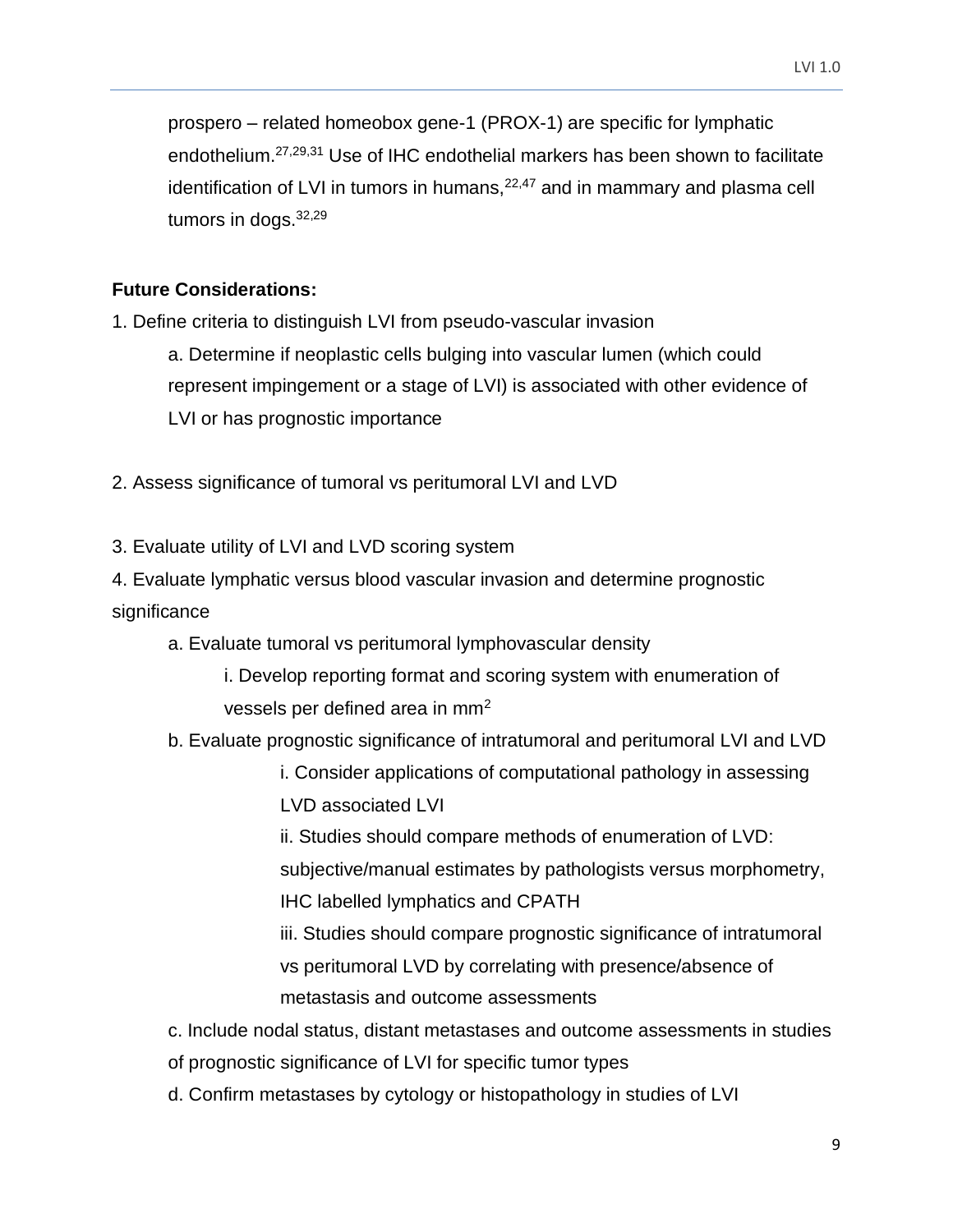prospero – related homeobox gene-1 (PROX-1) are specific for lymphatic endothelium.[27,29,31] Use of IHC endothelial markers has been shown to facilitate identification of LVI in tumors in humans,[22,47] and in mammary and plasma cell tumors in dogs.[32,29]

**Future Considerations:**

1. Define criteria to distinguish LVI from pseudo-vascular invasion
    a. Determine if neoplastic cells bulging into vascular lumen (which could represent impingement or a stage of LVI) is associated with other evidence of LVI or has prognostic importance

2. Assess significance of tumoral vs peritumoral LVI and LVD

3. Evaluate utility of LVI and LVD scoring system
4. Evaluate lymphatic versus blood vascular invasion and determine prognostic significance
    a. Evaluate tumoral vs peritumoral lymphovascular density
        i. Develop reporting format and scoring system with enumeration of vessels per defined area in $mm^2$
    b. Evaluate prognostic significance of intratumoral and peritumoral LVI and LVD
        i. Consider applications of computational pathology in assessing LVD associated LVI
        ii. Studies should compare methods of enumeration of LVD: subjective/manual estimates by pathologists versus morphometry, IHC labelled lymphatics and CPATH
        iii. Studies should compare prognostic significance of intratumoral vs peritumoral LVD by correlating with presence/absence of metastasis and outcome assessments
    c. Include nodal status, distant metastases and outcome assessments in studies of prognostic significance of LVI for specific tumor types
    d. Confirm metastases by cytology or histopathology in studies of LVI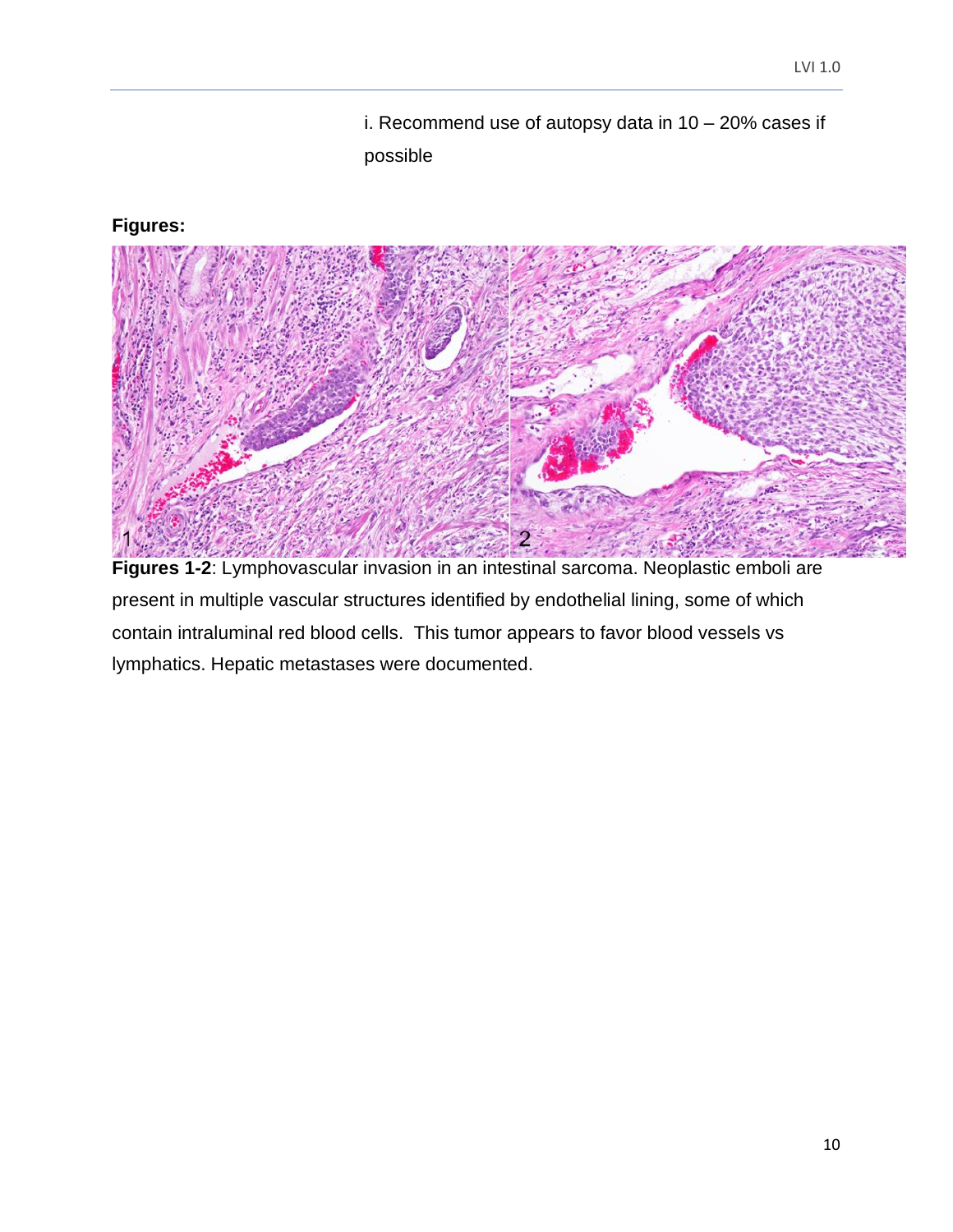i. Recommend use of autopsy data in 10 – 20% cases if possible

**Figures:**

**Figures 1-2**: Lymphovascular invasion in an intestinal sarcoma. Neoplastic emboli are present in multiple vascular structures identified by endothelial lining, some of which contain intraluminal red blood cells. This tumor appears to favor blood vessels vs lymphatics. Hepatic metastases were documented.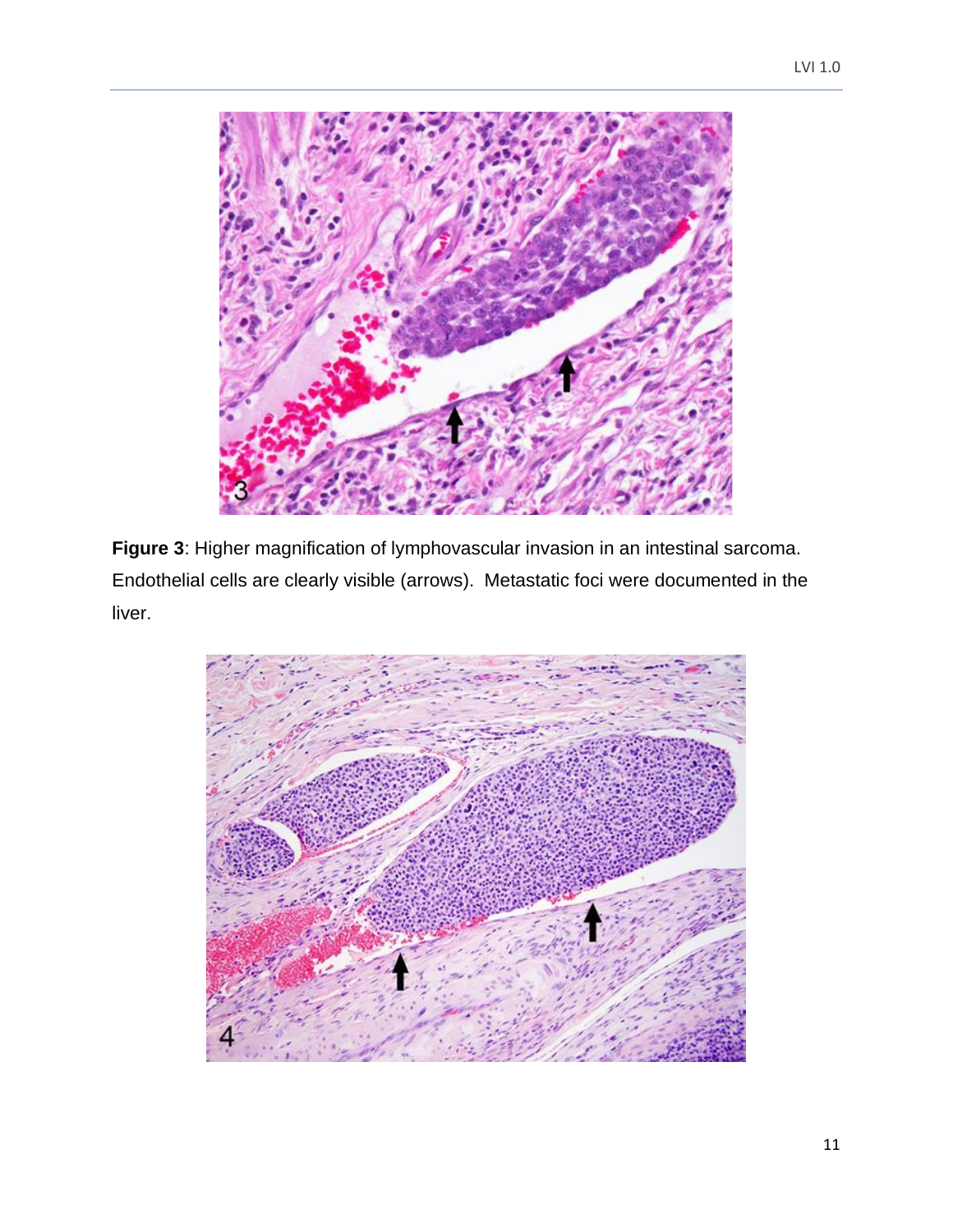**Figure 3**: Higher magnification of lymphovascular invasion in an intestinal sarcoma. Endothelial cells are clearly visible (arrows). Metastatic foci were documented in the liver.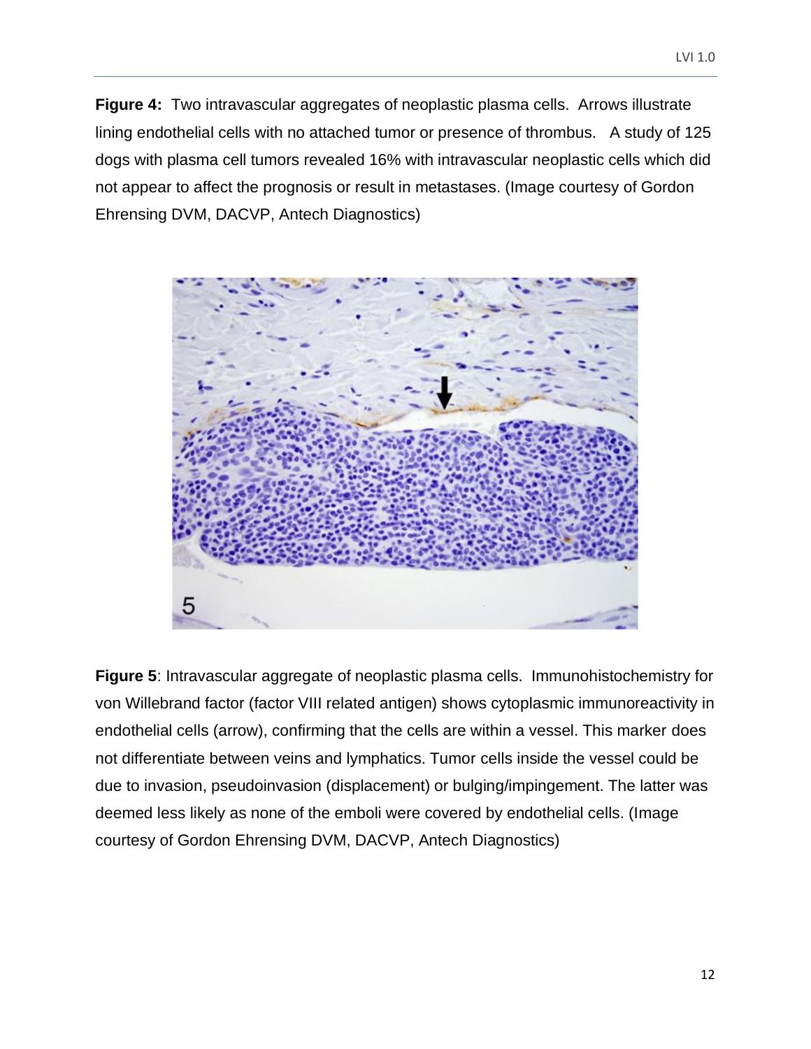**Figure 4:** Two intravascular aggregates of neoplastic plasma cells. Arrows illustrate lining endothelial cells with no attached tumor or presence of thrombus. A study of 125 dogs with plasma cell tumors revealed 16% with intravascular neoplastic cells which did not appear to affect the prognosis or result in metastases. (Image courtesy of Gordon Ehrensing DVM, DACVP, Antech Diagnostics)

**Figure 5**: Intravascular aggregate of neoplastic plasma cells. Immunohistochemistry for von Willebrand factor (factor VIII related antigen) shows cytoplasmic immunoreactivity in endothelial cells (arrow), confirming that the cells are within a vessel. This marker does not differentiate between veins and lymphatics. Tumor cells inside the vessel could be due to invasion, pseudoinvasion (displacement) or bulging/impingement. The latter was deemed less likely as none of the emboli were covered by endothelial cells. (Image courtesy of Gordon Ehrensing DVM, DACVP, Antech Diagnostics)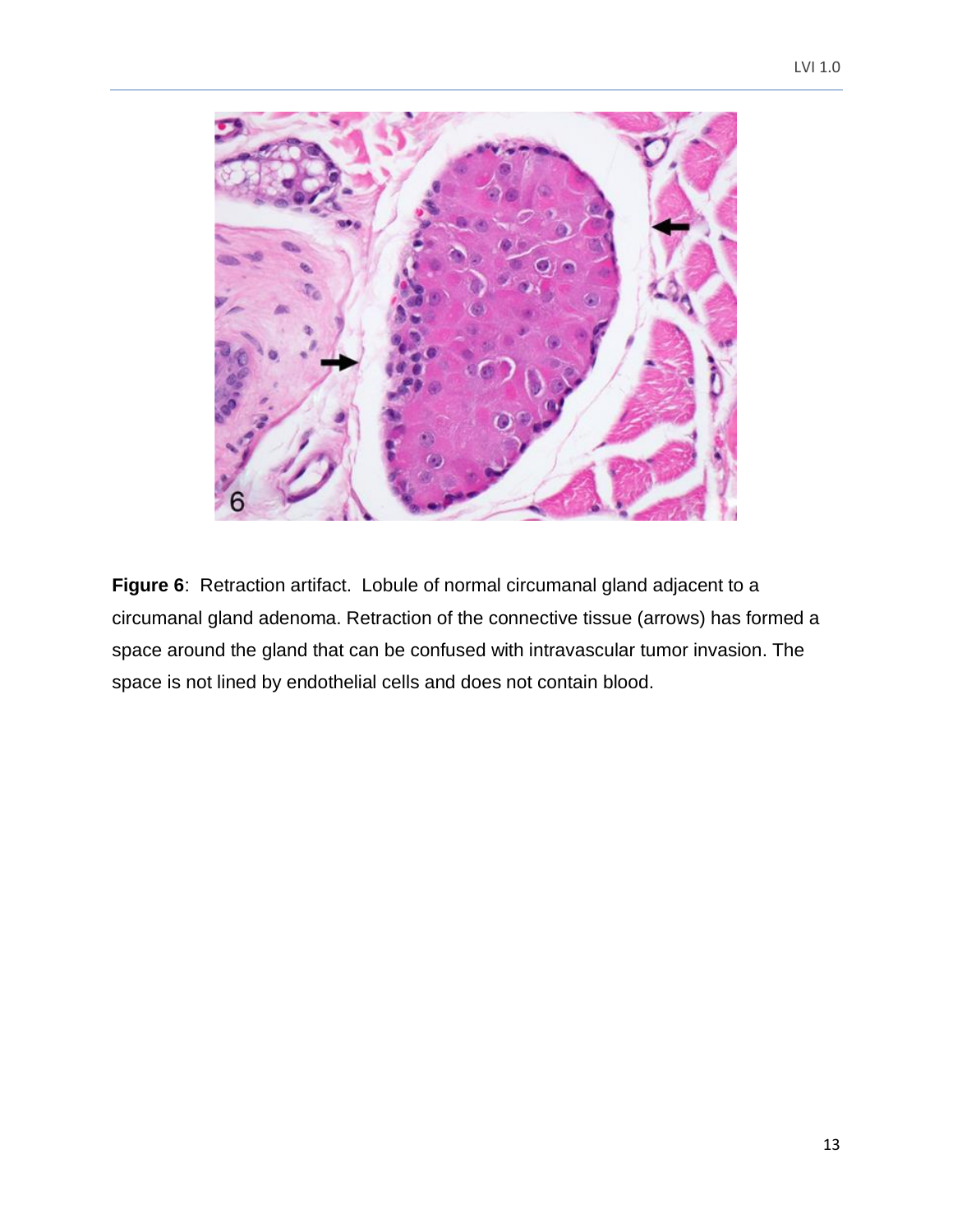**Figure 6**: Retraction artifact. Lobule of normal circumanal gland adjacent to a circumanal gland adenoma. Retraction of the connective tissue (arrows) has formed a space around the gland that can be confused with intravascular tumor invasion. The space is not lined by endothelial cells and does not contain blood.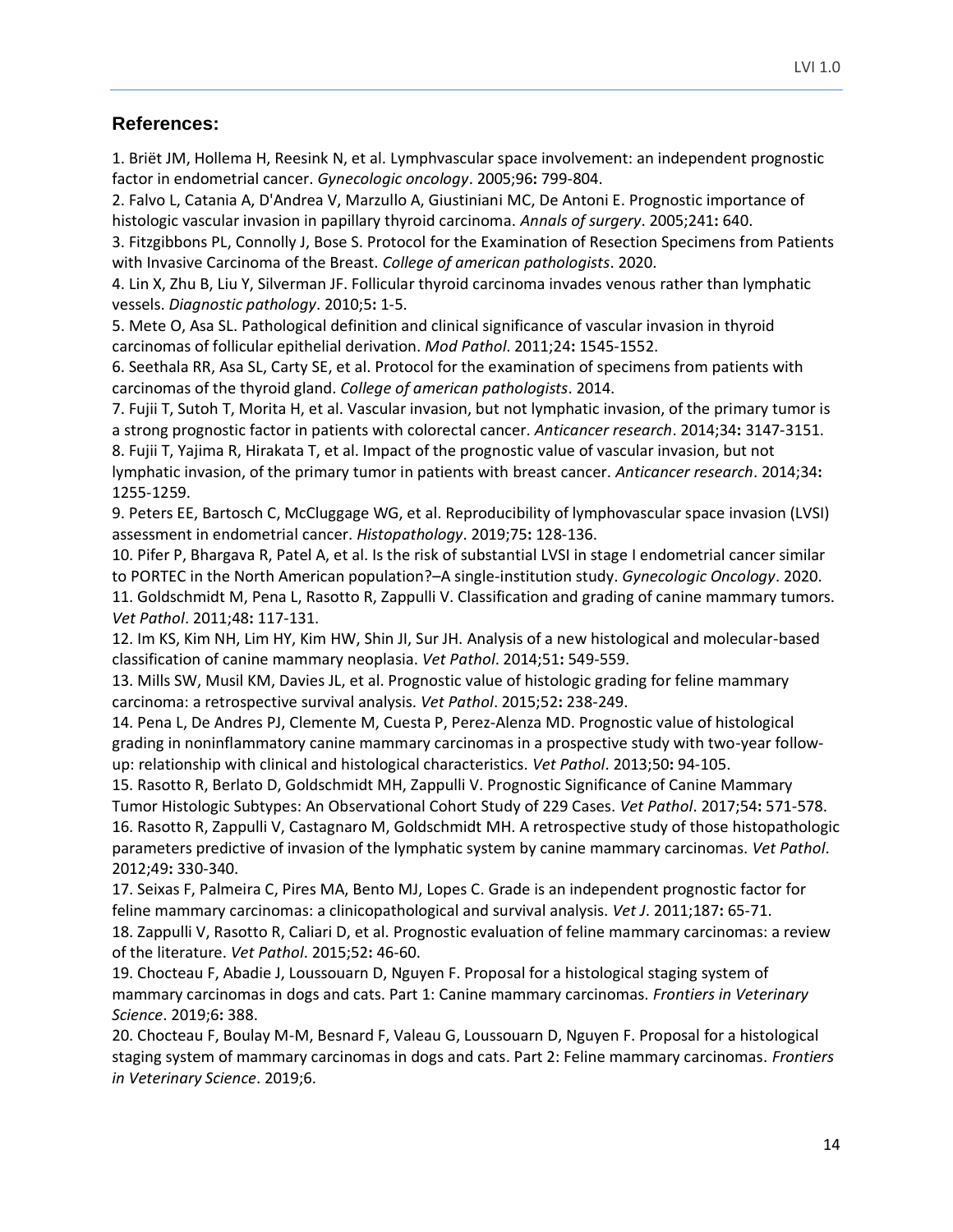## References:

1. Briët JM, Hollema H, Reesink N, et al. Lymphvascular space involvement: an independent prognostic factor in endometrial cancer. *Gynecologic oncology*. 2005;96**:** 799-804.
2. Falvo L, Catania A, D'Andrea V, Marzullo A, Giustiniani MC, De Antoni E. Prognostic importance of histologic vascular invasion in papillary thyroid carcinoma. *Annals of surgery*. 2005;241**:** 640.
3. Fitzgibbons PL, Connolly J, Bose S. Protocol for the Examination of Resection Specimens from Patients with Invasive Carcinoma of the Breast. *College of american pathologists*. 2020.
4. Lin X, Zhu B, Liu Y, Silverman JF. Follicular thyroid carcinoma invades venous rather than lymphatic vessels. *Diagnostic pathology*. 2010;5**:** 1-5.
5. Mete O, Asa SL. Pathological definition and clinical significance of vascular invasion in thyroid carcinomas of follicular epithelial derivation. *Mod Pathol*. 2011;24**:** 1545-1552.
6. Seethala RR, Asa SL, Carty SE, et al. Protocol for the examination of specimens from patients with carcinomas of the thyroid gland. *College of american pathologists*. 2014.
7. Fujii T, Sutoh T, Morita H, et al. Vascular invasion, but not lymphatic invasion, of the primary tumor is a strong prognostic factor in patients with colorectal cancer. *Anticancer research*. 2014;34**:** 3147-3151.
8. Fujii T, Yajima R, Hirakata T, et al. Impact of the prognostic value of vascular invasion, but not lymphatic invasion, of the primary tumor in patients with breast cancer. *Anticancer research*. 2014;34**:** 1255-1259.
9. Peters EE, Bartosch C, McCluggage WG, et al. Reproducibility of lymphovascular space invasion (LVSI) assessment in endometrial cancer. *Histopathology*. 2019;75**:** 128-136.
10. Pifer P, Bhargava R, Patel A, et al. Is the risk of substantial LVSI in stage I endometrial cancer similar to PORTEC in the North American population?–A single-institution study. *Gynecologic Oncology*. 2020.
11. Goldschmidt M, Pena L, Rasotto R, Zappulli V. Classification and grading of canine mammary tumors. *Vet Pathol*. 2011;48**:** 117-131.
12. Im KS, Kim NH, Lim HY, Kim HW, Shin JI, Sur JH. Analysis of a new histological and molecular-based classification of canine mammary neoplasia. *Vet Pathol*. 2014;51**:** 549-559.
13. Mills SW, Musil KM, Davies JL, et al. Prognostic value of histologic grading for feline mammary carcinoma: a retrospective survival analysis. *Vet Pathol*. 2015;52**:** 238-249.
14. Pena L, De Andres PJ, Clemente M, Cuesta P, Perez-Alenza MD. Prognostic value of histological grading in noninflammatory canine mammary carcinomas in a prospective study with two-year follow-up: relationship with clinical and histological characteristics. *Vet Pathol*. 2013;50**:** 94-105.
15. Rasotto R, Berlato D, Goldschmidt MH, Zappulli V. Prognostic Significance of Canine Mammary Tumor Histologic Subtypes: An Observational Cohort Study of 229 Cases. *Vet Pathol*. 2017;54**:** 571-578.
16. Rasotto R, Zappulli V, Castagnaro M, Goldschmidt MH. A retrospective study of those histopathologic parameters predictive of invasion of the lymphatic system by canine mammary carcinomas. *Vet Pathol*. 2012;49**:** 330-340.
17. Seixas F, Palmeira C, Pires MA, Bento MJ, Lopes C. Grade is an independent prognostic factor for feline mammary carcinomas: a clinicopathological and survival analysis. *Vet J*. 2011;187**:** 65-71.
18. Zappulli V, Rasotto R, Caliari D, et al. Prognostic evaluation of feline mammary carcinomas: a review of the literature. *Vet Pathol*. 2015;52**:** 46-60.
19. Chocteau F, Abadie J, Loussouarn D, Nguyen F. Proposal for a histological staging system of mammary carcinomas in dogs and cats. Part 1: Canine mammary carcinomas. *Frontiers in Veterinary Science*. 2019;6**:** 388.
20. Chocteau F, Boulay M-M, Besnard F, Valeau G, Loussouarn D, Nguyen F. Proposal for a histological staging system of mammary carcinomas in dogs and cats. Part 2: Feline mammary carcinomas. *Frontiers in Veterinary Science*. 2019;6.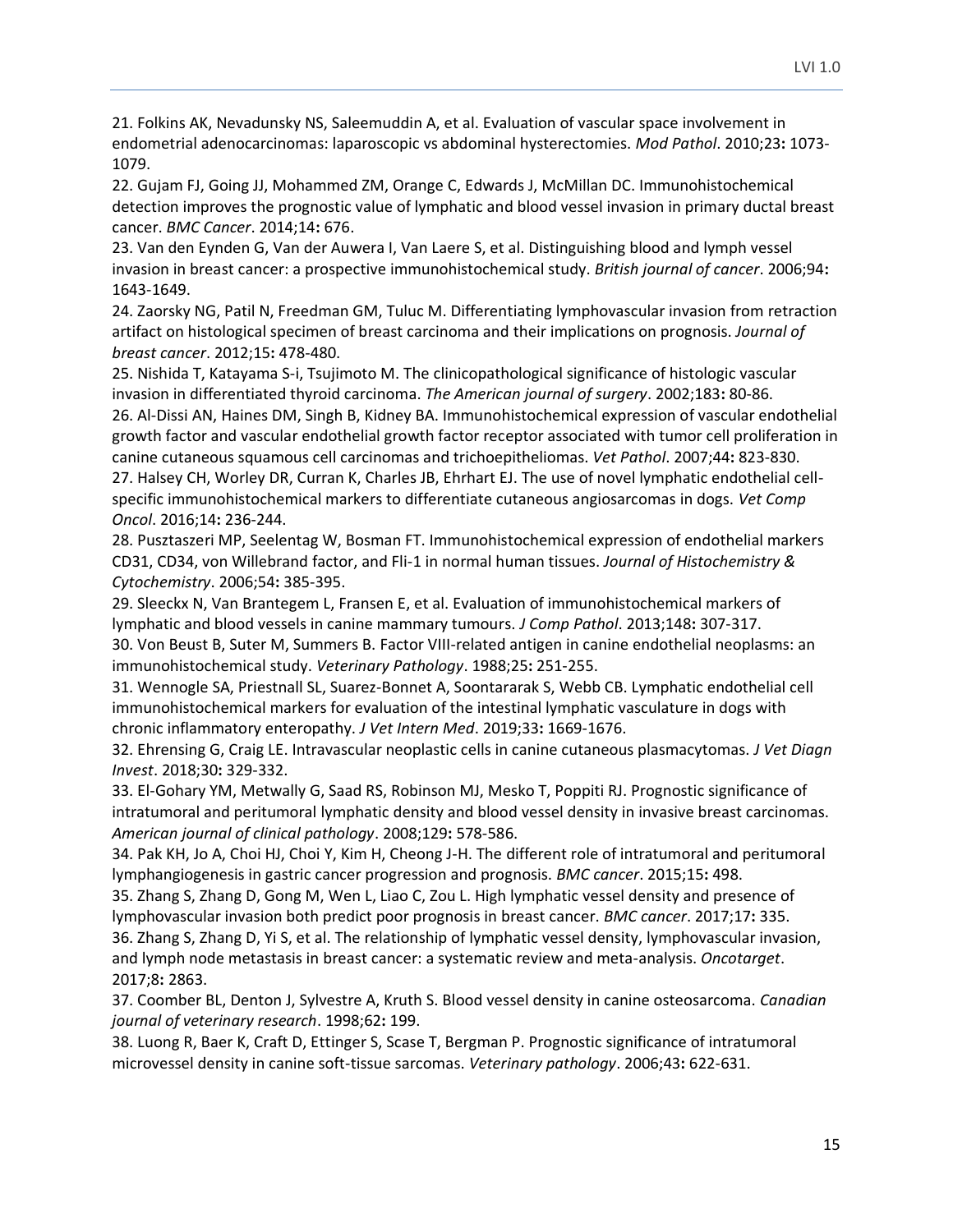21. Folkins AK, Nevadunsky NS, Saleemuddin A, et al. Evaluation of vascular space involvement in endometrial adenocarcinomas: laparoscopic vs abdominal hysterectomies. *Mod Pathol*. 2010;23**:** 1073-1079.

22. Gujam FJ, Going JJ, Mohammed ZM, Orange C, Edwards J, McMillan DC. Immunohistochemical detection improves the prognostic value of lymphatic and blood vessel invasion in primary ductal breast cancer. *BMC Cancer*. 2014;14**:** 676.

23. Van den Eynden G, Van der Auwera I, Van Laere S, et al. Distinguishing blood and lymph vessel invasion in breast cancer: a prospective immunohistochemical study. *British journal of cancer*. 2006;94**:** 1643-1649.

24. Zaorsky NG, Patil N, Freedman GM, Tuluc M. Differentiating lymphovascular invasion from retraction artifact on histological specimen of breast carcinoma and their implications on prognosis. *Journal of breast cancer*. 2012;15**:** 478-480.

25. Nishida T, Katayama S-i, Tsujimoto M. The clinicopathological significance of histologic vascular invasion in differentiated thyroid carcinoma. *The American journal of surgery*. 2002;183**:** 80-86.

26. Al-Dissi AN, Haines DM, Singh B, Kidney BA. Immunohistochemical expression of vascular endothelial growth factor and vascular endothelial growth factor receptor associated with tumor cell proliferation in canine cutaneous squamous cell carcinomas and trichoepitheliomas. *Vet Pathol*. 2007;44**:** 823-830.

27. Halsey CH, Worley DR, Curran K, Charles JB, Ehrhart EJ. The use of novel lymphatic endothelial cell-specific immunohistochemical markers to differentiate cutaneous angiosarcomas in dogs. *Vet Comp Oncol*. 2016;14**:** 236-244.

28. Pusztaszeri MP, Seelentag W, Bosman FT. Immunohistochemical expression of endothelial markers CD31, CD34, von Willebrand factor, and Fli-1 in normal human tissues. *Journal of Histochemistry & Cytochemistry*. 2006;54**:** 385-395.

29. Sleeckx N, Van Brantegem L, Fransen E, et al. Evaluation of immunohistochemical markers of lymphatic and blood vessels in canine mammary tumours. *J Comp Pathol*. 2013;148**:** 307-317.

30. Von Beust B, Suter M, Summers B. Factor VIII-related antigen in canine endothelial neoplasms: an immunohistochemical study. *Veterinary Pathology*. 1988;25**:** 251-255.

31. Wennogle SA, Priestnall SL, Suarez-Bonnet A, Soontararak S, Webb CB. Lymphatic endothelial cell immunohistochemical markers for evaluation of the intestinal lymphatic vasculature in dogs with chronic inflammatory enteropathy. *J Vet Intern Med*. 2019;33**:** 1669-1676.

32. Ehrensing G, Craig LE. Intravascular neoplastic cells in canine cutaneous plasmacytomas. *J Vet Diagn Invest*. 2018;30**:** 329-332.

33. El-Gohary YM, Metwally G, Saad RS, Robinson MJ, Mesko T, Poppiti RJ. Prognostic significance of intratumoral and peritumoral lymphatic density and blood vessel density in invasive breast carcinomas. *American journal of clinical pathology*. 2008;129**:** 578-586.

34. Pak KH, Jo A, Choi HJ, Choi Y, Kim H, Cheong J-H. The different role of intratumoral and peritumoral lymphangiogenesis in gastric cancer progression and prognosis. *BMC cancer*. 2015;15**:** 498.

35. Zhang S, Zhang D, Gong M, Wen L, Liao C, Zou L. High lymphatic vessel density and presence of lymphovascular invasion both predict poor prognosis in breast cancer. *BMC cancer*. 2017;17**:** 335.

36. Zhang S, Zhang D, Yi S, et al. The relationship of lymphatic vessel density, lymphovascular invasion, and lymph node metastasis in breast cancer: a systematic review and meta-analysis. *Oncotarget*. 2017;8**:** 2863.

37. Coomber BL, Denton J, Sylvestre A, Kruth S. Blood vessel density in canine osteosarcoma. *Canadian journal of veterinary research*. 1998;62**:** 199.

38. Luong R, Baer K, Craft D, Ettinger S, Scase T, Bergman P. Prognostic significance of intratumoral microvessel density in canine soft-tissue sarcomas. *Veterinary pathology*. 2006;43**:** 622-631.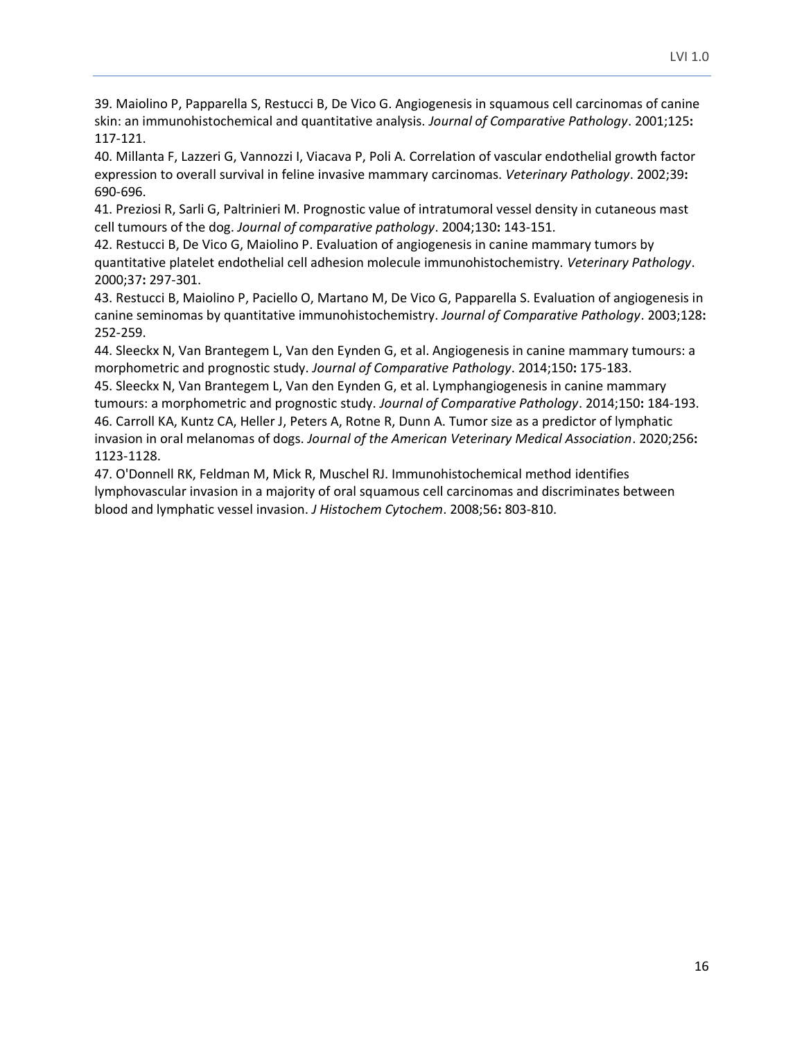39. Maiolino P, Papparella S, Restucci B, De Vico G. Angiogenesis in squamous cell carcinomas of canine skin: an immunohistochemical and quantitative analysis. *Journal of Comparative Pathology*. 2001;125**:** 117-121.

40. Millanta F, Lazzeri G, Vannozzi I, Viacava P, Poli A. Correlation of vascular endothelial growth factor expression to overall survival in feline invasive mammary carcinomas. *Veterinary Pathology*. 2002;39**:** 690-696.

41. Preziosi R, Sarli G, Paltrinieri M. Prognostic value of intratumoral vessel density in cutaneous mast cell tumours of the dog. *Journal of comparative pathology*. 2004;130**:** 143-151.

42. Restucci B, De Vico G, Maiolino P. Evaluation of angiogenesis in canine mammary tumors by quantitative platelet endothelial cell adhesion molecule immunohistochemistry. *Veterinary Pathology*. 2000;37**:** 297-301.

43. Restucci B, Maiolino P, Paciello O, Martano M, De Vico G, Papparella S. Evaluation of angiogenesis in canine seminomas by quantitative immunohistochemistry. *Journal of Comparative Pathology*. 2003;128**:** 252-259.

44. Sleeckx N, Van Brantegem L, Van den Eynden G, et al. Angiogenesis in canine mammary tumours: a morphometric and prognostic study. *Journal of Comparative Pathology*. 2014;150**:** 175-183.

45. Sleeckx N, Van Brantegem L, Van den Eynden G, et al. Lymphangiogenesis in canine mammary tumours: a morphometric and prognostic study. *Journal of Comparative Pathology*. 2014;150**:** 184-193.

46. Carroll KA, Kuntz CA, Heller J, Peters A, Rotne R, Dunn A. Tumor size as a predictor of lymphatic invasion in oral melanomas of dogs. *Journal of the American Veterinary Medical Association*. 2020;256**:** 1123-1128.

47. O'Donnell RK, Feldman M, Mick R, Muschel RJ. Immunohistochemical method identifies lymphovascular invasion in a majority of oral squamous cell carcinomas and discriminates between blood and lymphatic vessel invasion. *J Histochem Cytochem*. 2008;56**:** 803-810.